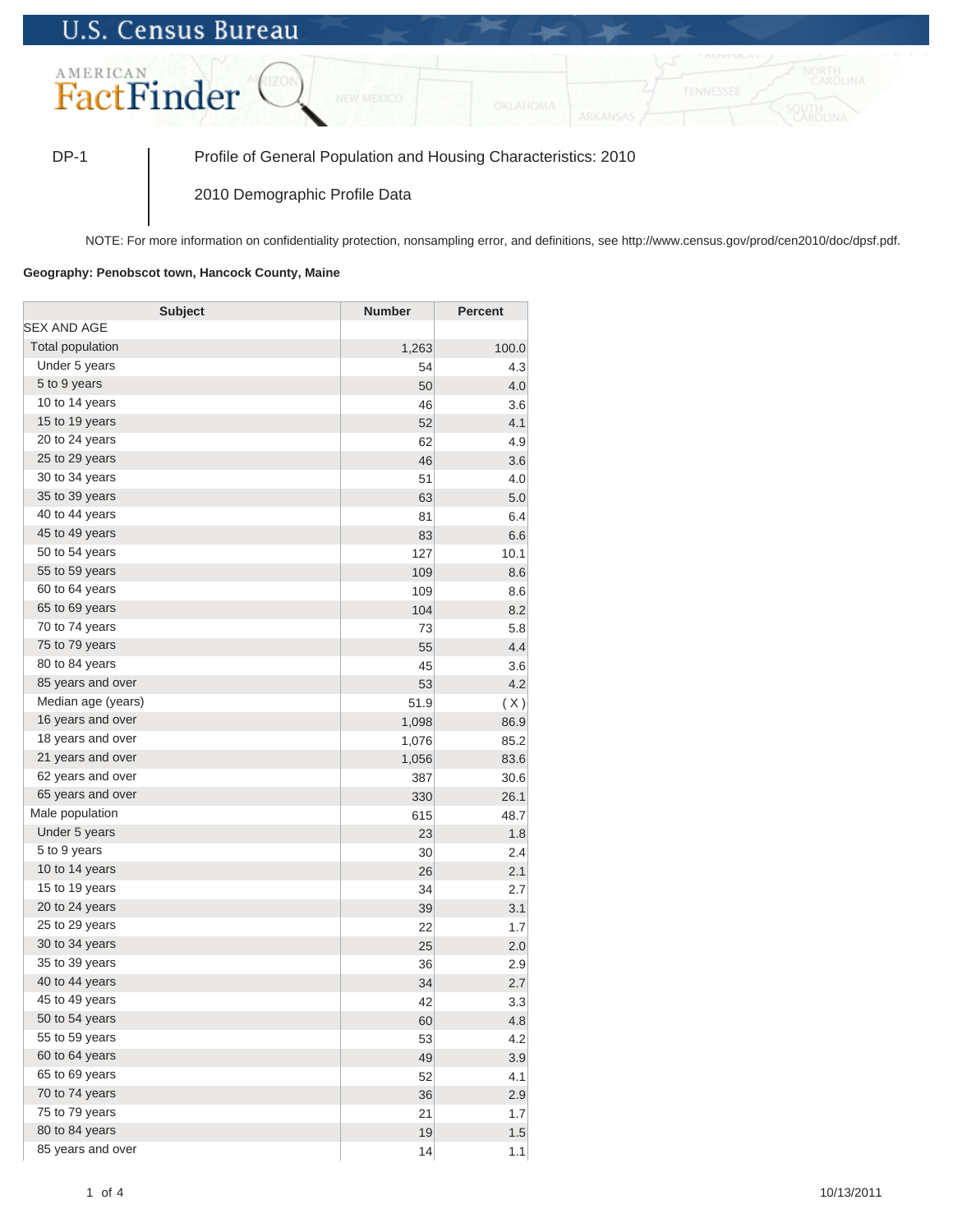U.S. Census Bureau

AMERICAN FactFinder

DP-1 | Profile of General Population and Housing Characteristics: 2010

2010 Demographic Profile Data

NOTE: For more information on confidentiality protection, nonsampling error, and definitions, see http://www.census.gov/prod/cen2010/doc/dpsf.pdf.

**Geography: Penobscot town, Hancock County, Maine**

| Subject | Number | Percent |
|---|---|---|
| SEX AND AGE | | |
| Total population | 1,263 | 100.0 |
| Under 5 years | 54 | 4.3 |
| 5 to 9 years | 50 | 4.0 |
| 10 to 14 years | 46 | 3.6 |
| 15 to 19 years | 52 | 4.1 |
| 20 to 24 years | 62 | 4.9 |
| 25 to 29 years | 46 | 3.6 |
| 30 to 34 years | 51 | 4.0 |
| 35 to 39 years | 63 | 5.0 |
| 40 to 44 years | 81 | 6.4 |
| 45 to 49 years | 83 | 6.6 |
| 50 to 54 years | 127 | 10.1 |
| 55 to 59 years | 109 | 8.6 |
| 60 to 64 years | 109 | 8.6 |
| 65 to 69 years | 104 | 8.2 |
| 70 to 74 years | 73 | 5.8 |
| 75 to 79 years | 55 | 4.4 |
| 80 to 84 years | 45 | 3.6 |
| 85 years and over | 53 | 4.2 |
| Median age (years) | 51.9 | ( X ) |
| 16 years and over | 1,098 | 86.9 |
| 18 years and over | 1,076 | 85.2 |
| 21 years and over | 1,056 | 83.6 |
| 62 years and over | 387 | 30.6 |
| 65 years and over | 330 | 26.1 |
| Male population | 615 | 48.7 |
| Under 5 years | 23 | 1.8 |
| 5 to 9 years | 30 | 2.4 |
| 10 to 14 years | 26 | 2.1 |
| 15 to 19 years | 34 | 2.7 |
| 20 to 24 years | 39 | 3.1 |
| 25 to 29 years | 22 | 1.7 |
| 30 to 34 years | 25 | 2.0 |
| 35 to 39 years | 36 | 2.9 |
| 40 to 44 years | 34 | 2.7 |
| 45 to 49 years | 42 | 3.3 |
| 50 to 54 years | 60 | 4.8 |
| 55 to 59 years | 53 | 4.2 |
| 60 to 64 years | 49 | 3.9 |
| 65 to 69 years | 52 | 4.1 |
| 70 to 74 years | 36 | 2.9 |
| 75 to 79 years | 21 | 1.7 |
| 80 to 84 years | 19 | 1.5 |
| 85 years and over | 14 | 1.1 |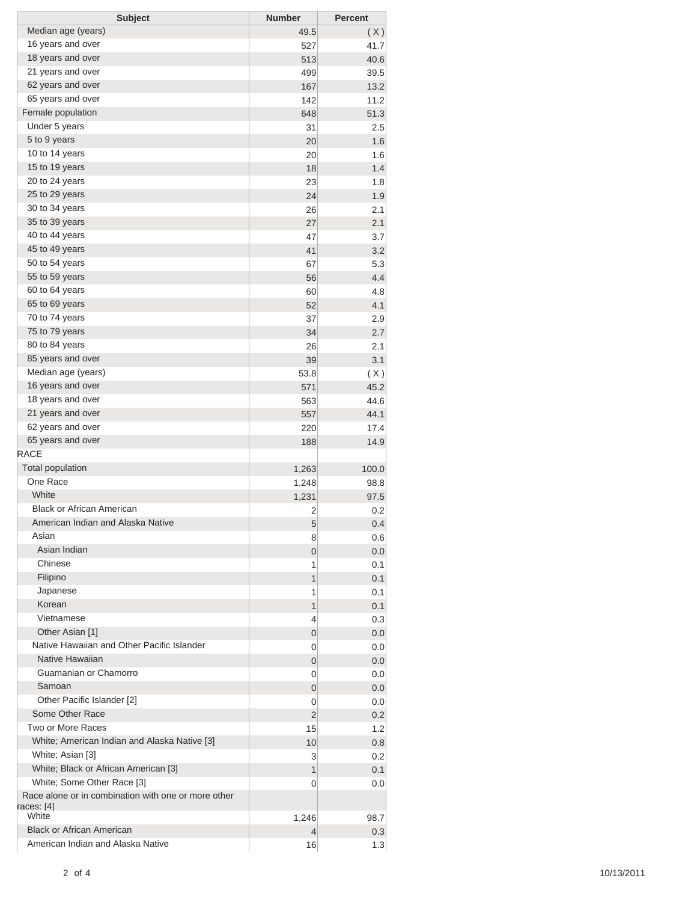| Subject | Number | Percent |
|---|---|---|
| Median age (years) | 49.5 | ( X ) |
| 16 years and over | 527 | 41.7 |
| 18 years and over | 513 | 40.6 |
| 21 years and over | 499 | 39.5 |
| 62 years and over | 167 | 13.2 |
| 65 years and over | 142 | 11.2 |
| Female population | 648 | 51.3 |
| Under 5 years | 31 | 2.5 |
| 5 to 9 years | 20 | 1.6 |
| 10 to 14 years | 20 | 1.6 |
| 15 to 19 years | 18 | 1.4 |
| 20 to 24 years | 23 | 1.8 |
| 25 to 29 years | 24 | 1.9 |
| 30 to 34 years | 26 | 2.1 |
| 35 to 39 years | 27 | 2.1 |
| 40 to 44 years | 47 | 3.7 |
| 45 to 49 years | 41 | 3.2 |
| 50 to 54 years | 67 | 5.3 |
| 55 to 59 years | 56 | 4.4 |
| 60 to 64 years | 60 | 4.8 |
| 65 to 69 years | 52 | 4.1 |
| 70 to 74 years | 37 | 2.9 |
| 75 to 79 years | 34 | 2.7 |
| 80 to 84 years | 26 | 2.1 |
| 85 years and over | 39 | 3.1 |
| Median age (years) | 53.8 | ( X ) |
| 16 years and over | 571 | 45.2 |
| 18 years and over | 563 | 44.6 |
| 21 years and over | 557 | 44.1 |
| 62 years and over | 220 | 17.4 |
| 65 years and over | 188 | 14.9 |
| RACE | | |
| Total population | 1,263 | 100.0 |
| One Race | 1,248 | 98.8 |
| White | 1,231 | 97.5 |
| Black or African American | 2 | 0.2 |
| American Indian and Alaska Native | 5 | 0.4 |
| Asian | 8 | 0.6 |
| Asian Indian | 0 | 0.0 |
| Chinese | 1 | 0.1 |
| Filipino | 1 | 0.1 |
| Japanese | 1 | 0.1 |
| Korean | 1 | 0.1 |
| Vietnamese | 4 | 0.3 |
| Other Asian [1] | 0 | 0.0 |
| Native Hawaiian and Other Pacific Islander | 0 | 0.0 |
| Native Hawaiian | 0 | 0.0 |
| Guamanian or Chamorro | 0 | 0.0 |
| Samoan | 0 | 0.0 |
| Other Pacific Islander [2] | 0 | 0.0 |
| Some Other Race | 2 | 0.2 |
| Two or More Races | 15 | 1.2 |
| White; American Indian and Alaska Native [3] | 10 | 0.8 |
| White; Asian [3] | 3 | 0.2 |
| White; Black or African American [3] | 1 | 0.1 |
| White; Some Other Race [3] | 0 | 0.0 |
| Race alone or in combination with one or more other races: [4] | | |
| White | 1,246 | 98.7 |
| Black or African American | 4 | 0.3 |
| American Indian and Alaska Native | 16 | 1.3 |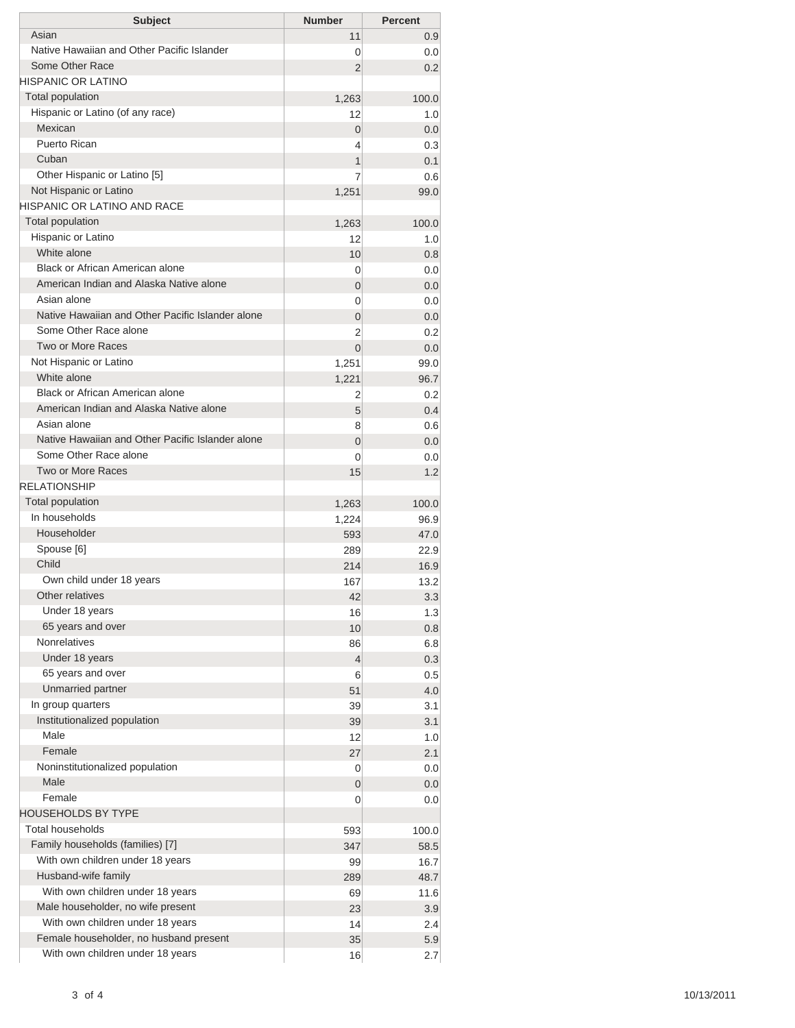| Subject | Number | Percent |
|---|---|---|
| Asian | 11 | 0.9 |
| Native Hawaiian and Other Pacific Islander | 0 | 0.0 |
| Some Other Race | 2 | 0.2 |
| HISPANIC OR LATINO | | |
| Total population | 1,263 | 100.0 |
| Hispanic or Latino (of any race) | 12 | 1.0 |
| Mexican | 0 | 0.0 |
| Puerto Rican | 4 | 0.3 |
| Cuban | 1 | 0.1 |
| Other Hispanic or Latino [5] | 7 | 0.6 |
| Not Hispanic or Latino | 1,251 | 99.0 |
| HISPANIC OR LATINO AND RACE | | |
| Total population | 1,263 | 100.0 |
| Hispanic or Latino | 12 | 1.0 |
| White alone | 10 | 0.8 |
| Black or African American alone | 0 | 0.0 |
| American Indian and Alaska Native alone | 0 | 0.0 |
| Asian alone | 0 | 0.0 |
| Native Hawaiian and Other Pacific Islander alone | 0 | 0.0 |
| Some Other Race alone | 2 | 0.2 |
| Two or More Races | 0 | 0.0 |
| Not Hispanic or Latino | 1,251 | 99.0 |
| White alone | 1,221 | 96.7 |
| Black or African American alone | 2 | 0.2 |
| American Indian and Alaska Native alone | 5 | 0.4 |
| Asian alone | 8 | 0.6 |
| Native Hawaiian and Other Pacific Islander alone | 0 | 0.0 |
| Some Other Race alone | 0 | 0.0 |
| Two or More Races | 15 | 1.2 |
| RELATIONSHIP | | |
| Total population | 1,263 | 100.0 |
| In households | 1,224 | 96.9 |
| Householder | 593 | 47.0 |
| Spouse [6] | 289 | 22.9 |
| Child | 214 | 16.9 |
| Own child under 18 years | 167 | 13.2 |
| Other relatives | 42 | 3.3 |
| Under 18 years | 16 | 1.3 |
| 65 years and over | 10 | 0.8 |
| Nonrelatives | 86 | 6.8 |
| Under 18 years | 4 | 0.3 |
| 65 years and over | 6 | 0.5 |
| Unmarried partner | 51 | 4.0 |
| In group quarters | 39 | 3.1 |
| Institutionalized population | 39 | 3.1 |
| Male | 12 | 1.0 |
| Female | 27 | 2.1 |
| Noninstitutionalized population | 0 | 0.0 |
| Male | 0 | 0.0 |
| Female | 0 | 0.0 |
| HOUSEHOLDS BY TYPE | | |
| Total households | 593 | 100.0 |
| Family households (families) [7] | 347 | 58.5 |
| With own children under 18 years | 99 | 16.7 |
| Husband-wife family | 289 | 48.7 |
| With own children under 18 years | 69 | 11.6 |
| Male householder, no wife present | 23 | 3.9 |
| With own children under 18 years | 14 | 2.4 |
| Female householder, no husband present | 35 | 5.9 |
| With own children under 18 years | 16 | 2.7 |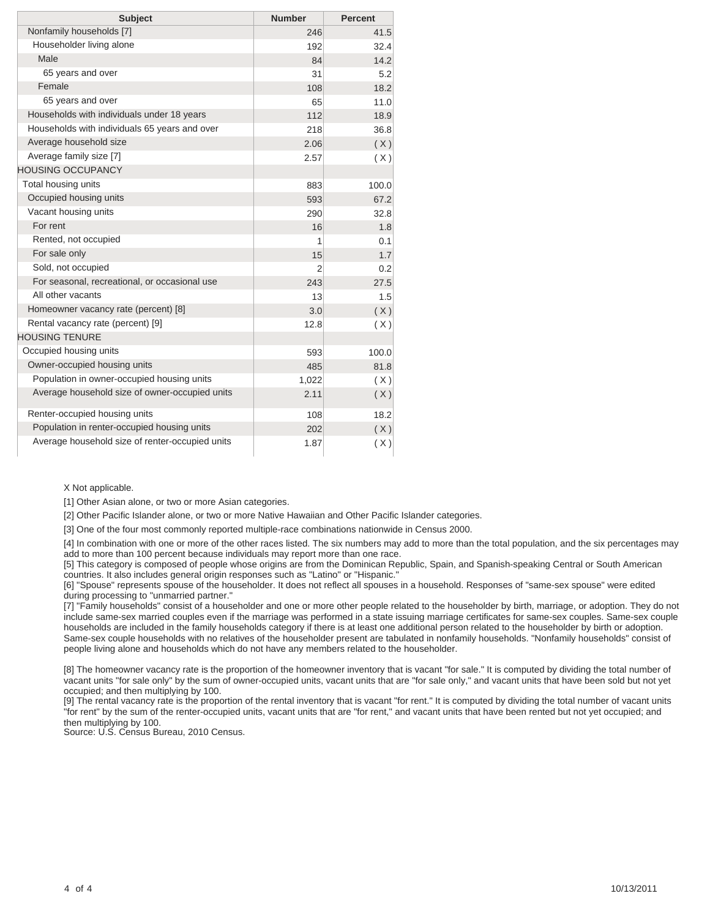| Subject | Number | Percent |
|---|---|---|
| Nonfamily households [7] | 246 | 41.5 |
| Householder living alone | 192 | 32.4 |
| Male | 84 | 14.2 |
| 65 years and over | 31 | 5.2 |
| Female | 108 | 18.2 |
| 65 years and over | 65 | 11.0 |
| Households with individuals under 18 years | 112 | 18.9 |
| Households with individuals 65 years and over | 218 | 36.8 |
| Average household size | 2.06 | ( X ) |
| Average family size [7] | 2.57 | ( X ) |
| HOUSING OCCUPANCY | | |
| Total housing units | 883 | 100.0 |
| Occupied housing units | 593 | 67.2 |
| Vacant housing units | 290 | 32.8 |
| For rent | 16 | 1.8 |
| Rented, not occupied | 1 | 0.1 |
| For sale only | 15 | 1.7 |
| Sold, not occupied | 2 | 0.2 |
| For seasonal, recreational, or occasional use | 243 | 27.5 |
| All other vacants | 13 | 1.5 |
| Homeowner vacancy rate (percent) [8] | 3.0 | ( X ) |
| Rental vacancy rate (percent) [9] | 12.8 | ( X ) |
| HOUSING TENURE | | |
| Occupied housing units | 593 | 100.0 |
| Owner-occupied housing units | 485 | 81.8 |
| Population in owner-occupied housing units | 1,022 | ( X ) |
| Average household size of owner-occupied units | 2.11 | ( X ) |
| Renter-occupied housing units | 108 | 18.2 |
| Population in renter-occupied housing units | 202 | ( X ) |
| Average household size of renter-occupied units | 1.87 | ( X ) |

X Not applicable.

[1] Other Asian alone, or two or more Asian categories.

[2] Other Pacific Islander alone, or two or more Native Hawaiian and Other Pacific Islander categories.

[3] One of the four most commonly reported multiple-race combinations nationwide in Census 2000.

[4] In combination with one or more of the other races listed. The six numbers may add to more than the total population, and the six percentages may add to more than 100 percent because individuals may report more than one race.

[5] This category is composed of people whose origins are from the Dominican Republic, Spain, and Spanish-speaking Central or South American countries. It also includes general origin responses such as "Latino" or "Hispanic."

[6] "Spouse" represents spouse of the householder. It does not reflect all spouses in a household. Responses of "same-sex spouse" were edited during processing to "unmarried partner."

[7] "Family households" consist of a householder and one or more other people related to the householder by birth, marriage, or adoption. They do not include same-sex married couples even if the marriage was performed in a state issuing marriage certificates for same-sex couples. Same-sex couple households are included in the family households category if there is at least one additional person related to the householder by birth or adoption. Same-sex couple households with no relatives of the householder present are tabulated in nonfamily households. "Nonfamily households" consist of people living alone and households which do not have any members related to the householder.

[8] The homeowner vacancy rate is the proportion of the homeowner inventory that is vacant "for sale." It is computed by dividing the total number of vacant units "for sale only" by the sum of owner-occupied units, vacant units that are "for sale only," and vacant units that have been sold but not yet occupied; and then multiplying by 100.

[9] The rental vacancy rate is the proportion of the rental inventory that is vacant "for rent." It is computed by dividing the total number of vacant units "for rent" by the sum of the renter-occupied units, vacant units that are "for rent," and vacant units that have been rented but not yet occupied; and then multiplying by 100.

Source: U.S. Census Bureau, 2010 Census.